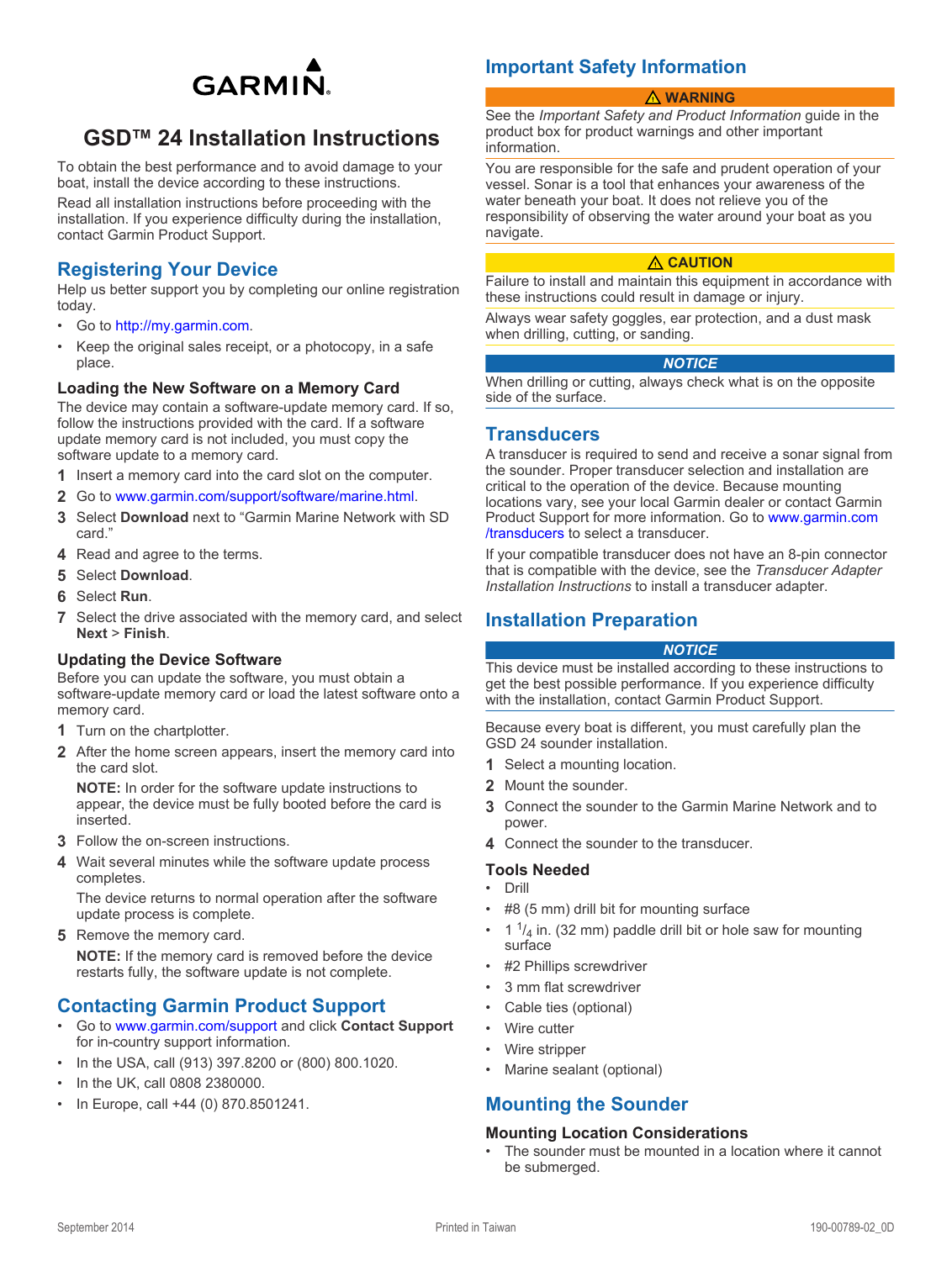GARMIN.

# GSD™ 24 Installation Instructions

To obtain the best performance and to avoid damage to your boat, install the device according to these instructions.

Read all installation instructions before proceeding with the installation. If you experience difficulty during the installation, contact Garmin Product Support.

## Registering Your Device

Help us better support you by completing our online registration today.

- Go to http://my.garmin.com.
- Keep the original sales receipt, or a photocopy, in a safe place.

### Loading the New Software on a Memory Card

The device may contain a software-update memory card. If so, follow the instructions provided with the card. If a software update memory card is not included, you must copy the software update to a memory card.

1. Insert a memory card into the card slot on the computer.
2. Go to www.garmin.com/support/software/marine.html.
3. Select **Download** next to "Garmin Marine Network with SD card."
4. Read and agree to the terms.
5. Select **Download**.
6. Select **Run**.
7. Select the drive associated with the memory card, and select **Next** > **Finish**.

### Updating the Device Software

Before you can update the software, you must obtain a software-update memory card or load the latest software onto a memory card.

1. Turn on the chartplotter.
2. After the home screen appears, insert the memory card into the card slot.

   **NOTE:** In order for the software update instructions to appear, the device must be fully booted before the card is inserted.
3. Follow the on-screen instructions.
4. Wait several minutes while the software update process completes.

   The device returns to normal operation after the software update process is complete.
5. Remove the memory card.

   **NOTE:** If the memory card is removed before the device restarts fully, the software update is not complete.

## Contacting Garmin Product Support

- Go to www.garmin.com/support and click **Contact Support** for in-country support information.
- In the USA, call (913) 397.8200 or (800) 800.1020.
- In the UK, call 0808 2380000.
- In Europe, call +44 (0) 870.8501241.

## Important Safety Information

**⚠ WARNING**

See the *Important Safety and Product Information* guide in the product box for product warnings and other important information.

You are responsible for the safe and prudent operation of your vessel. Sonar is a tool that enhances your awareness of the water beneath your boat. It does not relieve you of the responsibility of observing the water around your boat as you navigate.

**⚠ CAUTION**

Failure to install and maintain this equipment in accordance with these instructions could result in damage or injury.

Always wear safety goggles, ear protection, and a dust mask when drilling, cutting, or sanding.

***NOTICE***

When drilling or cutting, always check what is on the opposite side of the surface.

## Transducers

A transducer is required to send and receive a sonar signal from the sounder. Proper transducer selection and installation are critical to the operation of the device. Because mounting locations vary, see your local Garmin dealer or contact Garmin Product Support for more information. Go to www.garmin.com/transducers to select a transducer.

If your compatible transducer does not have an 8-pin connector that is compatible with the device, see the *Transducer Adapter Installation Instructions* to install a transducer adapter.

## Installation Preparation

***NOTICE***

This device must be installed according to these instructions to get the best possible performance. If you experience difficulty with the installation, contact Garmin Product Support.

Because every boat is different, you must carefully plan the GSD 24 sounder installation.

1. Select a mounting location.
2. Mount the sounder.
3. Connect the sounder to the Garmin Marine Network and to power.
4. Connect the sounder to the transducer.

### Tools Needed

- Drill
- #8 (5 mm) drill bit for mounting surface
- 1 1/4 in. (32 mm) paddle drill bit or hole saw for mounting surface
- #2 Phillips screwdriver
- 3 mm flat screwdriver
- Cable ties (optional)
- Wire cutter
- Wire stripper
- Marine sealant (optional)

## Mounting the Sounder

### Mounting Location Considerations

- The sounder must be mounted in a location where it cannot be submerged.

September 2014 Printed in Taiwan 190-00789-02_0D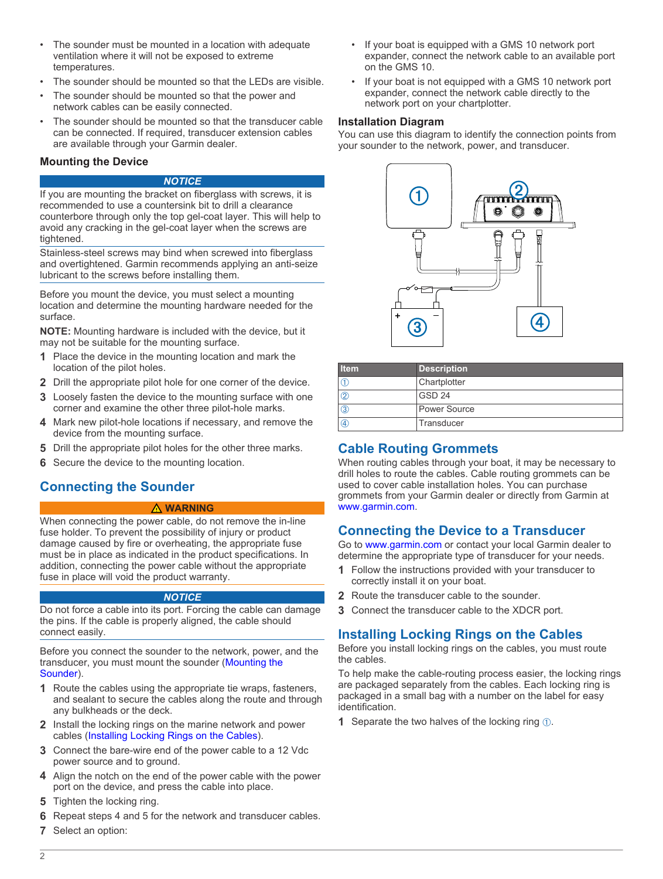- The sounder must be mounted in a location with adequate ventilation where it will not be exposed to extreme temperatures.
- The sounder should be mounted so that the LEDs are visible.
- The sounder should be mounted so that the power and network cables can be easily connected.
- The sounder should be mounted so that the transducer cable can be connected. If required, transducer extension cables are available through your Garmin dealer.

### Mounting the Device

**NOTICE**

If you are mounting the bracket on fiberglass with screws, it is recommended to use a countersink bit to drill a clearance counterbore through only the top gel-coat layer. This will help to avoid any cracking in the gel-coat layer when the screws are tightened.

Stainless-steel screws may bind when screwed into fiberglass and overtightened. Garmin recommends applying an anti-seize lubricant to the screws before installing them.

Before you mount the device, you must select a mounting location and determine the mounting hardware needed for the surface.

**NOTE:** Mounting hardware is included with the device, but it may not be suitable for the mounting surface.

1. Place the device in the mounting location and mark the location of the pilot holes.
2. Drill the appropriate pilot hole for one corner of the device.
3. Loosely fasten the device to the mounting surface with one corner and examine the other three pilot-hole marks.
4. Mark new pilot-hole locations if necessary, and remove the device from the mounting surface.
5. Drill the appropriate pilot holes for the other three marks.
6. Secure the device to the mounting location.

## Connecting the Sounder

**⚠ WARNING**

When connecting the power cable, do not remove the in-line fuse holder. To prevent the possibility of injury or product damage caused by fire or overheating, the appropriate fuse must be in place as indicated in the product specifications. In addition, connecting the power cable without the appropriate fuse in place will void the product warranty.

**NOTICE**

Do not force a cable into its port. Forcing the cable can damage the pins. If the cable is properly aligned, the cable should connect easily.

Before you connect the sounder to the network, power, and the transducer, you must mount the sounder (Mounting the Sounder).

1. Route the cables using the appropriate tie wraps, fasteners, and sealant to secure the cables along the route and through any bulkheads or the deck.
2. Install the locking rings on the marine network and power cables (Installing Locking Rings on the Cables).
3. Connect the bare-wire end of the power cable to a 12 Vdc power source and to ground.
4. Align the notch on the end of the power cable with the power port on the device, and press the cable into place.
5. Tighten the locking ring.
6. Repeat steps 4 and 5 for the network and transducer cables.
7. Select an option:
   - If your boat is equipped with a GMS 10 network port expander, connect the network cable to an available port on the GMS 10.
   - If your boat is not equipped with a GMS 10 network port expander, connect the network cable directly to the network port on your chartplotter.

### Installation Diagram

You can use this diagram to identify the connection points from your sounder to the network, power, and transducer.

| Item | Description |
|---|---|
| ① | Chartplotter |
| ② | GSD 24 |
| ③ | Power Source |
| ④ | Transducer |

## Cable Routing Grommets

When routing cables through your boat, it may be necessary to drill holes to route the cables. Cable routing grommets can be used to cover cable installation holes. You can purchase grommets from your Garmin dealer or directly from Garmin at www.garmin.com.

## Connecting the Device to a Transducer

Go to www.garmin.com or contact your local Garmin dealer to determine the appropriate type of transducer for your needs.

1. Follow the instructions provided with your transducer to correctly install it on your boat.
2. Route the transducer cable to the sounder.
3. Connect the transducer cable to the XDCR port.

## Installing Locking Rings on the Cables

Before you install locking rings on the cables, you must route the cables.

To help make the cable-routing process easier, the locking rings are packaged separately from the cables. Each locking ring is packaged in a small bag with a number on the label for easy identification.

1. Separate the two halves of the locking ring ①.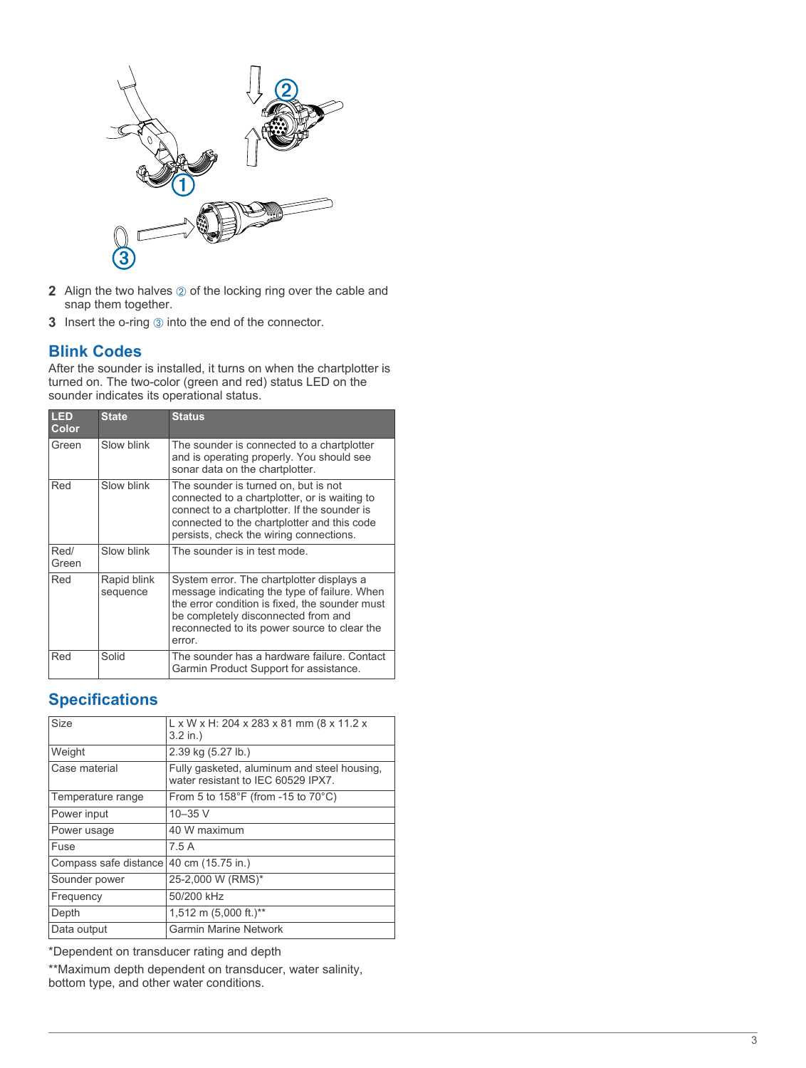2. Align the two halves ② of the locking ring over the cable and snap them together.
3. Insert the o-ring ③ into the end of the connector.

## Blink Codes

After the sounder is installed, it turns on when the chartplotter is turned on. The two-color (green and red) status LED on the sounder indicates its operational status.

| LED Color | State | Status |
|---|---|---|
| Green | Slow blink | The sounder is connected to a chartplotter and is operating properly. You should see sonar data on the chartplotter. |
| Red | Slow blink | The sounder is turned on, but is not connected to a chartplotter, or is waiting to connect to a chartplotter. If the sounder is connected to the chartplotter and this code persists, check the wiring connections. |
| Red/ Green | Slow blink | The sounder is in test mode. |
| Red | Rapid blink sequence | System error. The chartplotter displays a message indicating the type of failure. When the error condition is fixed, the sounder must be completely disconnected from and reconnected to its power source to clear the error. |
| Red | Solid | The sounder has a hardware failure. Contact Garmin Product Support for assistance. |

## Specifications

| | |
|---|---|
| Size | L x W x H: 204 x 283 x 81 mm (8 x 11.2 x 3.2 in.) |
| Weight | 2.39 kg (5.27 lb.) |
| Case material | Fully gasketed, aluminum and steel housing, water resistant to IEC 60529 IPX7. |
| Temperature range | From 5 to 158°F (from -15 to 70°C) |
| Power input | 10–35 V |
| Power usage | 40 W maximum |
| Fuse | 7.5 A |
| Compass safe distance | 40 cm (15.75 in.) |
| Sounder power | 25-2,000 W (RMS)* |
| Frequency | 50/200 kHz |
| Depth | 1,512 m (5,000 ft.)** |
| Data output | Garmin Marine Network |

*Dependent on transducer rating and depth

**Maximum depth dependent on transducer, water salinity, bottom type, and other water conditions.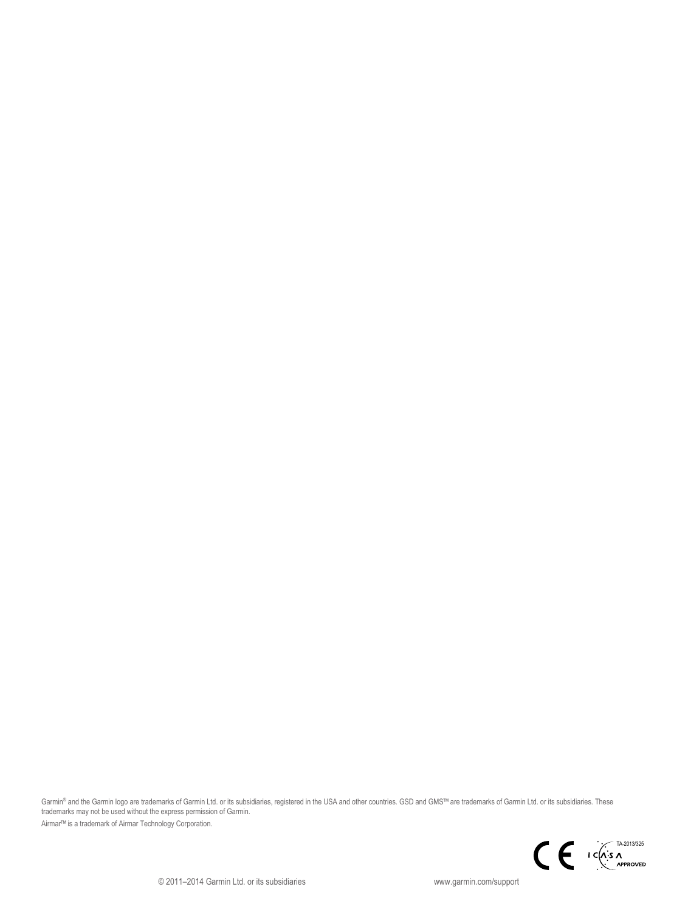Garmin® and the Garmin logo are trademarks of Garmin Ltd. or its subsidiaries, registered in the USA and other countries. GSD and GMS™ are trademarks of Garmin Ltd. or its subsidiaries. These trademarks may not be used without the express permission of Garmin.

Airmar™ is a trademark of Airmar Technology Corporation.

TA-2013/325

ICASA APPROVED

© 2011–2014 Garmin Ltd. or its subsidiaries

www.garmin.com/support